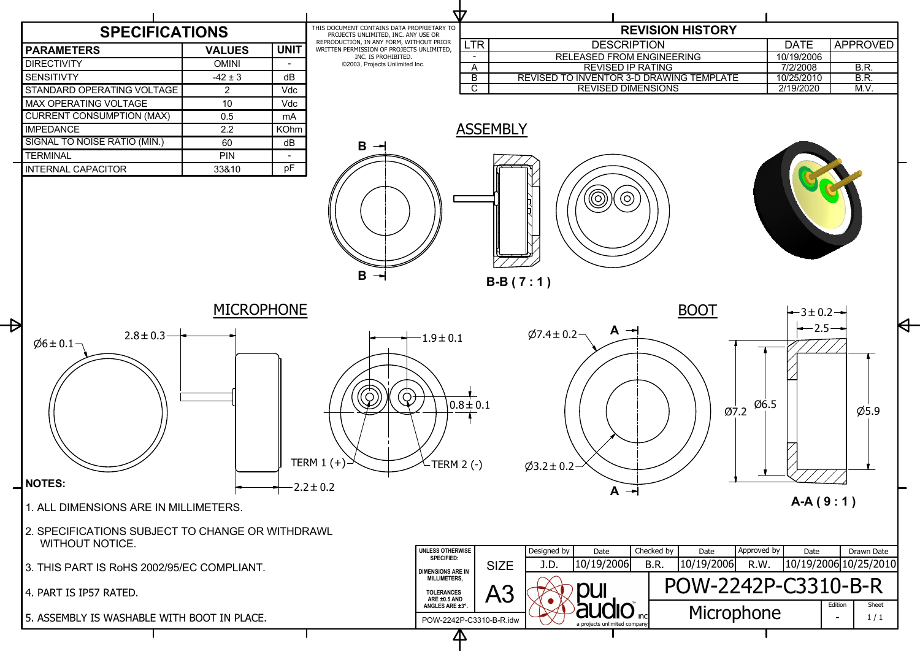## SPECIFICATIONS

| PARAMETERS | VALUES | UNIT |
| --- | --- | --- |
| DIRECTIVITY | OMINI | - |
| SENSITIVTY | -42 ± 3 | dB |
| STANDARD OPERATING VOLTAGE | 2 | Vdc |
| MAX OPERATING VOLTAGE | 10 | Vdc |
| CURRENT CONSUMPTION (MAX) | 0.5 | mA |
| IMPEDANCE | 2.2 | KOhm |
| SIGNAL TO NOISE RATIO (MIN.) | 60 | dB |
| TERMINAL | PIN | - |
| INTERNAL CAPACITOR | 33&10 | pF |

THIS DOCUMENT CONTAINS DATA PROPRIETARY TO PROJECTS UNLIMITED, INC. ANY USE OR REPRODUCTION, IN ANY FORM, WITHOUT PRIOR WRITTEN PERMISSION OF PROJECTS UNLIMITED, INC. IS PROHIBITED.
©2003, Projects Unlimited Inc.

## REVISION HISTORY

| LTR | DESCRIPTION | DATE | APPROVED |
| --- | --- | --- | --- |
| - | RELEASED FROM ENGINEERING | 10/19/2006 | |
| A | REVISED IP RATING | 7/2/2008 | B.R. |
| B | REVISED TO INVENTOR 3-D DRAWING TEMPLATE | 10/25/2010 | B.R. |
| C | REVISED DIMENSIONS | 2/19/2020 | M.V. |

## ASSEMBLY

B B

B-B ( 7 : 1 )

## MICROPHONE

Ø6 ± 0.1
2.8 ± 0.3
2.2 ± 0.2
1.9 ± 0.1
0.8 ± 0.1
TERM 1 (+)
TERM 2 (-)

## BOOT

Ø7.4 ± 0.2
Ø3.2 ± 0.2
A A
3 ± 0.2
2.5
Ø7.2
Ø6.5
Ø5.9

A-A ( 9 : 1 )

**NOTES:**

1. ALL DIMENSIONS ARE IN MILLIMETERS.
2. SPECIFICATIONS SUBJECT TO CHANGE OR WITHDRAWL WITHOUT NOTICE.
3. THIS PART IS RoHS 2002/95/EC COMPLIANT.
4. PART IS IP57 RATED.
5. ASSEMBLY IS WASHABLE WITH BOOT IN PLACE.

| UNLESS OTHERWISE SPECIFIED: DIMENSIONS ARE IN MILLIMETERS, TOLERANCES ARE ±0.5 AND ANGLES ARE ±3°. | SIZE A3 | Designed by | Date | Checked by | Date | Approved by | Date | Drawn Date |
| --- | --- | --- | --- | --- | --- | --- | --- | --- |
| | | J.D. | 10/19/2006 | B.R. | 10/19/2006 | R.W. | 10/19/2006 | 10/25/2010 |

pui audio inc — a projects unlimited company

POW-2242P-C3310-B-R

Microphone

Edition: -
Sheet: 1 / 1

POW-2242P-C3310-B-R.idw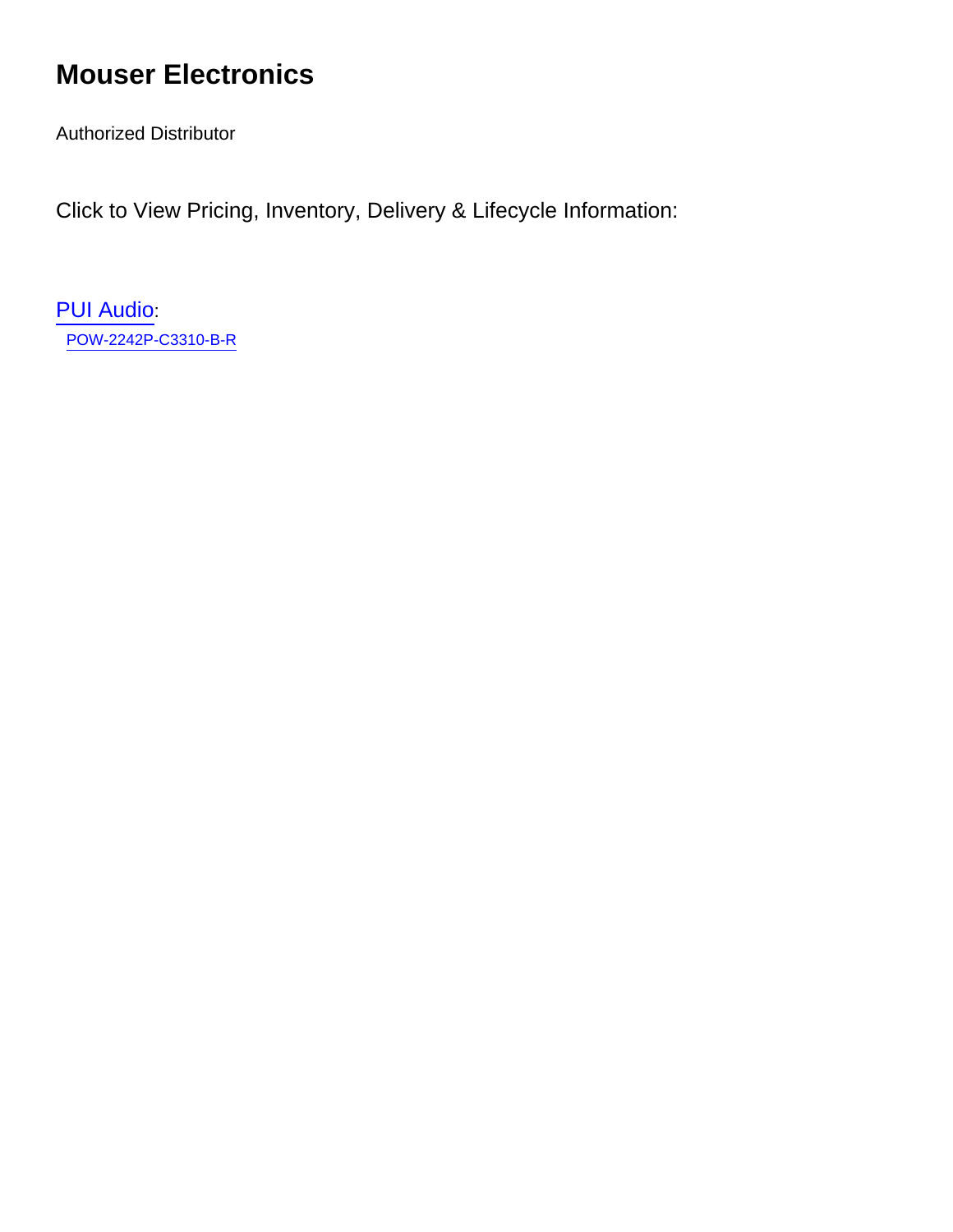# Mouser Electronics

Authorized Distributor

Click to View Pricing, Inventory, Delivery & Lifecycle Information:

PUI Audio:

POW-2242P-C3310-B-R